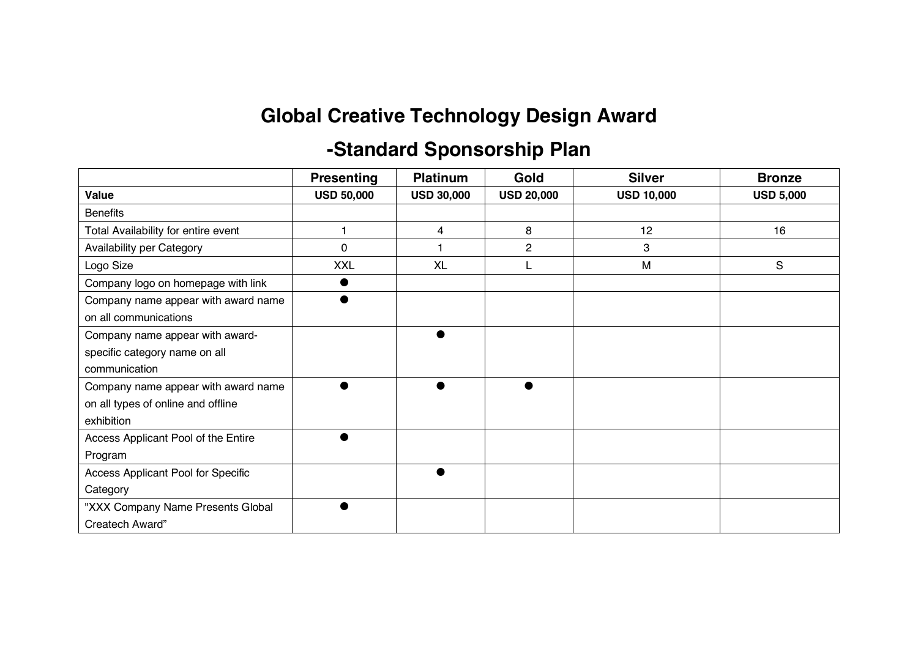# Global Creative Technology Design Award

## -Standard Sponsorship Plan

| | Presenting | Platinum | Gold | Silver | Bronze |
|---|---|---|---|---|---|
| **Value** | **USD 50,000** | **USD 30,000** | **USD 20,000** | **USD 10,000** | **USD 5,000** |
| Benefits | | | | | |
| Total Availability for entire event | 1 | 4 | 8 | 12 | 16 |
| Availability per Category | 0 | 1 | 2 | 3 | |
| Logo Size | XXL | XL | L | M | S |
| Company logo on homepage with link | ● | | | | |
| Company name appear with award name on all communications | ● | | | | |
| Company name appear with award-specific category name on all communication | | ● | | | |
| Company name appear with award name on all types of online and offline exhibition | ● | ● | ● | | |
| Access Applicant Pool of the Entire Program | ● | | | | |
| Access Applicant Pool for Specific Category | | ● | | | |
| "XXX Company Name Presents Global Createch Award" | ● | | | | |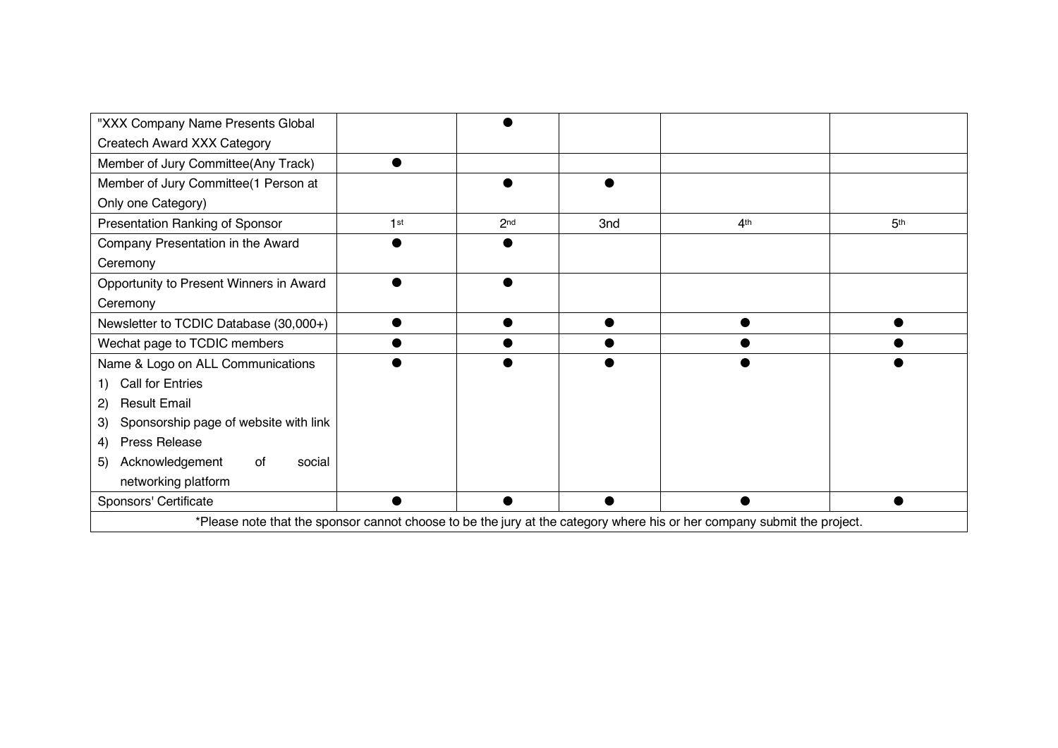| | | | | | |
|---|---|---|---|---|---|
| "XXX Company Name Presents Global Createch Award XXX Category | | ● | | | |
| Member of Jury Committee(Any Track) | ● | | | | |
| Member of Jury Committee(1 Person at Only one Category) | | ● | ● | | |
| Presentation Ranking of Sponsor | 1st | 2nd | 3nd | 4th | 5th |
| Company Presentation in the Award Ceremony | ● | ● | | | |
| Opportunity to Present Winners in Award Ceremony | ● | ● | | | |
| Newsletter to TCDIC Database (30,000+) | ● | ● | ● | ● | ● |
| Wechat page to TCDIC members | ● | ● | ● | ● | ● |
| Name & Logo on ALL Communications<br>1) Call for Entries<br>2) Result Email<br>3) Sponsorship page of website with link<br>4) Press Release<br>5) Acknowledgement of social networking platform | ● | ● | ● | ● | ● |
| Sponsors' Certificate | ● | ● | ● | ● | ● |
| *Please note that the sponsor cannot choose to be the jury at the category where his or her company submit the project. | | | | | |